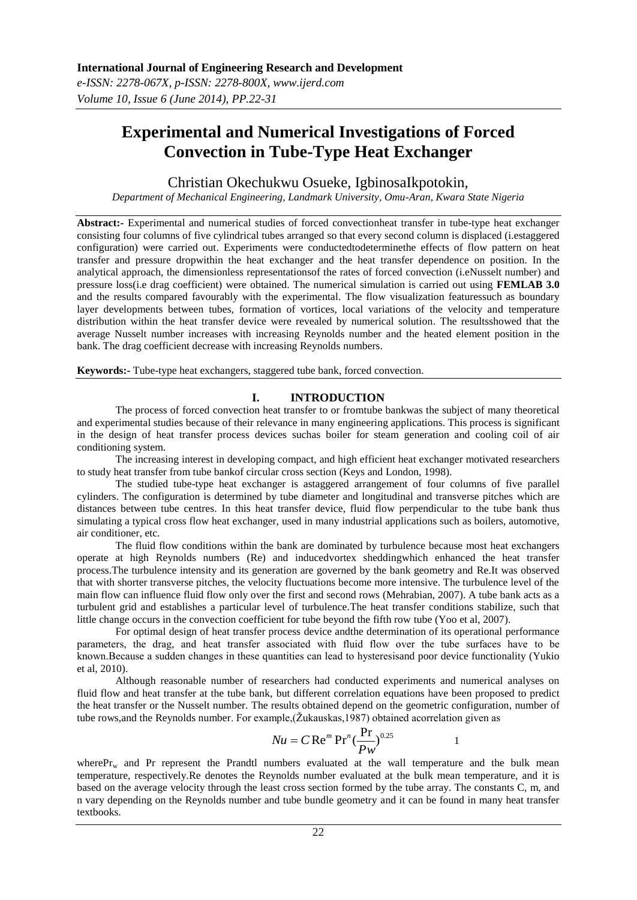# Experimental and Numerical Investigations of Forced Convection in Tube-Type Heat Exchanger

Christian Okechukwu Osueke, IgbinosaIkpotokin,

*Department of Mechanical Engineering, Landmark University, Omu-Aran, Kwara State Nigeria*

**Abstract:-** Experimental and numerical studies of forced convectionheat transfer in tube-type heat exchanger consisting four columns of five cylindrical tubes arranged so that every second column is displaced (i.estaggered configuration) were carried out. Experiments were conductedtodeterminethe effects of flow pattern on heat transfer and pressure dropwithin the heat exchanger and the heat transfer dependence on position. In the analytical approach, the dimensionless representationsof the rates of forced convection (i.eNusselt number) and pressure loss(i.e drag coefficient) were obtained. The numerical simulation is carried out using **FEMLAB 3.0** and the results compared favourably with the experimental. The flow visualization featuressuch as boundary layer developments between tubes, formation of vortices, local variations of the velocity and temperature distribution within the heat transfer device were revealed by numerical solution. The resultsshowed that the average Nusselt number increases with increasing Reynolds number and the heated element position in the bank. The drag coefficient decrease with increasing Reynolds numbers.

**Keywords:-** Tube-type heat exchangers, staggered tube bank, forced convection.

## I. INTRODUCTION

The process of forced convection heat transfer to or fromtube bankwas the subject of many theoretical and experimental studies because of their relevance in many engineering applications. This process is significant in the design of heat transfer process devices suchas boiler for steam generation and cooling coil of air conditioning system.

The increasing interest in developing compact, and high efficient heat exchanger motivated researchers to study heat transfer from tube bankof circular cross section (Keys and London, 1998).

The studied tube-type heat exchanger is astaggered arrangement of four columns of five parallel cylinders. The configuration is determined by tube diameter and longitudinal and transverse pitches which are distances between tube centres. In this heat transfer device, fluid flow perpendicular to the tube bank thus simulating a typical cross flow heat exchanger, used in many industrial applications such as boilers, automotive, air conditioner, etc.

The fluid flow conditions within the bank are dominated by turbulence because most heat exchangers operate at high Reynolds numbers (Re) and inducedvortex sheddingwhich enhanced the heat transfer process.The turbulence intensity and its generation are governed by the bank geometry and Re.It was observed that with shorter transverse pitches, the velocity fluctuations become more intensive. The turbulence level of the main flow can influence fluid flow only over the first and second rows (Mehrabian, 2007). A tube bank acts as a turbulent grid and establishes a particular level of turbulence.The heat transfer conditions stabilize, such that little change occurs in the convection coefficient for tube beyond the fifth row tube (Yoo et al, 2007).

For optimal design of heat transfer process device andthe determination of its operational performance parameters, the drag, and heat transfer associated with fluid flow over the tube surfaces have to be known.Because a sudden changes in these quantities can lead to hysteresisand poor device functionality (Yukio et al, 2010).

Although reasonable number of researchers had conducted experiments and numerical analyses on fluid flow and heat transfer at the tube bank, but different correlation equations have been proposed to predict the heat transfer or the Nusselt number. The results obtained depend on the geometric configuration, number of tube rows,and the Reynolds number. For example,(Žukauskas,1987) obtained acorrelation given as

$$Nu = C\,\mathrm{Re}^m\,\mathrm{Pr}^n\left(\frac{\mathrm{Pr}}{Pw}\right)^{0.25} \qquad 1$$

where$\mathrm{Pr}_w$ and Pr represent the Prandtl numbers evaluated at the wall temperature and the bulk mean temperature, respectively.Re denotes the Reynolds number evaluated at the bulk mean temperature, and it is based on the average velocity through the least cross section formed by the tube array. The constants C, m, and n vary depending on the Reynolds number and tube bundle geometry and it can be found in many heat transfer textbooks.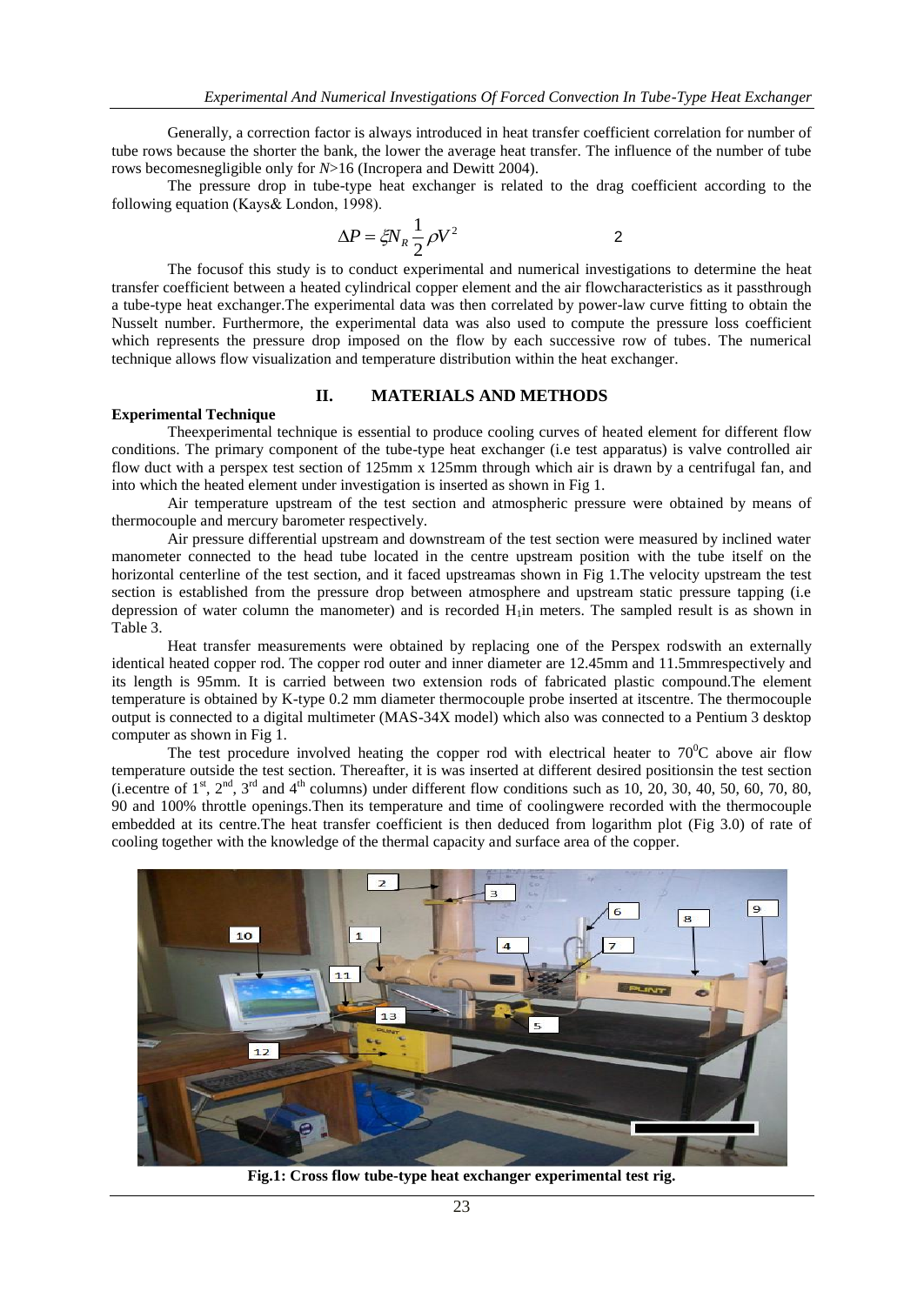Generally, a correction factor is always introduced in heat transfer coefficient correlation for number of tube rows because the shorter the bank, the lower the average heat transfer. The influence of the number of tube rows becomesnegligible only for $N$>16 (Incropera and Dewitt 2004).

The pressure drop in tube-type heat exchanger is related to the drag coefficient according to the following equation (Kays& London, 1998).

$$\Delta P = \xi N_R \frac{1}{2}\rho V^2 \qquad 2$$

The focusof this study is to conduct experimental and numerical investigations to determine the heat transfer coefficient between a heated cylindrical copper element and the air flowcharacteristics as it passthrough a tube-type heat exchanger.The experimental data was then correlated by power-law curve fitting to obtain the Nusselt number. Furthermore, the experimental data was also used to compute the pressure loss coefficient which represents the pressure drop imposed on the flow by each successive row of tubes. The numerical technique allows flow visualization and temperature distribution within the heat exchanger.

## II. MATERIALS AND METHODS

**Experimental Technique**

Theexperimental technique is essential to produce cooling curves of heated element for different flow conditions. The primary component of the tube-type heat exchanger (i.e test apparatus) is valve controlled air flow duct with a perspex test section of 125mm x 125mm through which air is drawn by a centrifugal fan, and into which the heated element under investigation is inserted as shown in Fig 1.

Air temperature upstream of the test section and atmospheric pressure were obtained by means of thermocouple and mercury barometer respectively.

Air pressure differential upstream and downstream of the test section were measured by inclined water manometer connected to the head tube located in the centre upstream position with the tube itself on the horizontal centerline of the test section, and it faced upstreamas shown in Fig 1.The velocity upstream the test section is established from the pressure drop between atmosphere and upstream static pressure tapping (i.e depression of water column the manometer) and is recorded $H_1$in meters. The sampled result is as shown in Table 3.

Heat transfer measurements were obtained by replacing one of the Perspex rodswith an externally identical heated copper rod. The copper rod outer and inner diameter are 12.45mm and 11.5mmrespectively and its length is 95mm. It is carried between two extension rods of fabricated plastic compound.The element temperature is obtained by K-type 0.2 mm diameter thermocouple probe inserted at itscentre. The thermocouple output is connected to a digital multimeter (MAS-34X model) which also was connected to a Pentium 3 desktop computer as shown in Fig 1.

The test procedure involved heating the copper rod with electrical heater to 70$^0$C above air flow temperature outside the test section. Thereafter, it is was inserted at different desired positionsin the test section (i.ecentre of 1$^{st}$, 2$^{nd}$, 3$^{rd}$ and 4$^{th}$ columns) under different flow conditions such as 10, 20, 30, 40, 50, 60, 70, 80, 90 and 100% throttle openings.Then its temperature and time of coolingwere recorded with the thermocouple embedded at its centre.The heat transfer coefficient is then deduced from logarithm plot (Fig 3.0) of rate of cooling together with the knowledge of the thermal capacity and surface area of the copper.

**Fig.1: Cross flow tube-type heat exchanger experimental test rig.**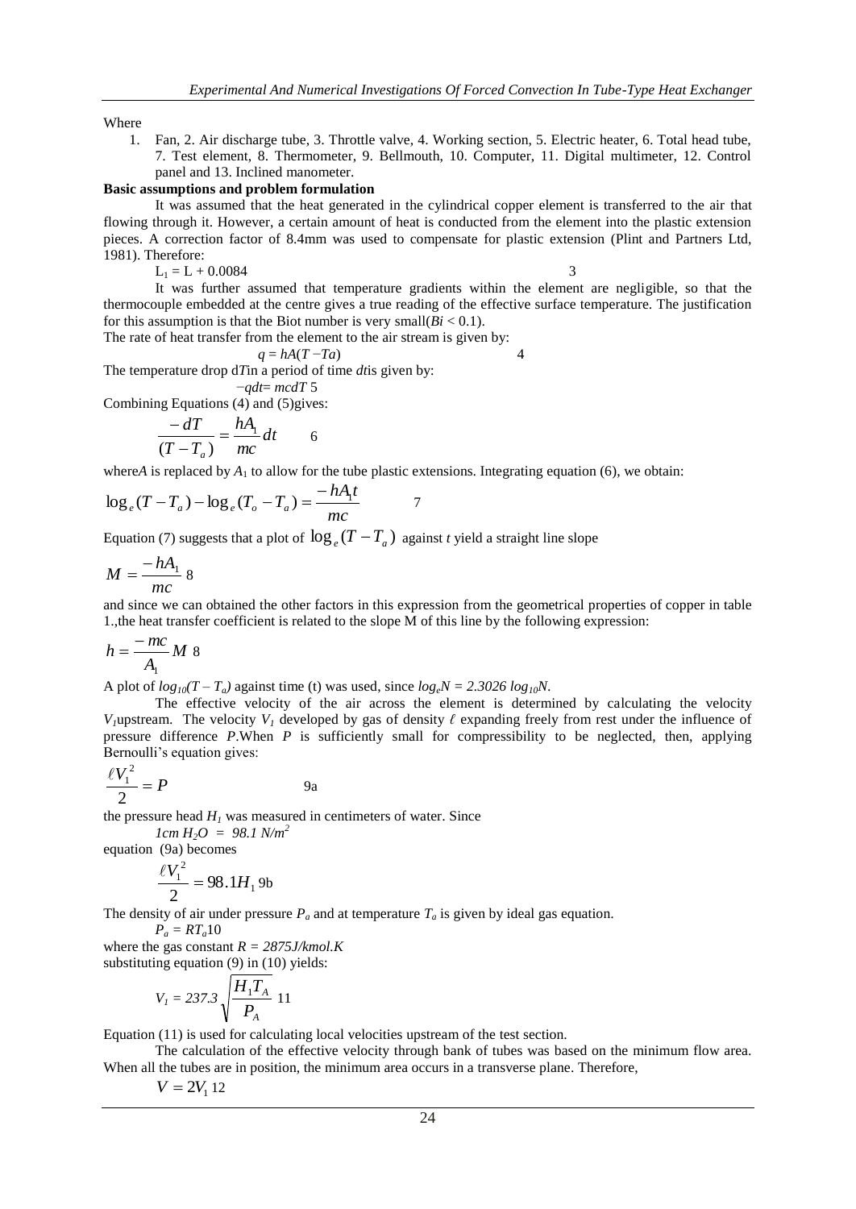Where

1. Fan, 2. Air discharge tube, 3. Throttle valve, 4. Working section, 5. Electric heater, 6. Total head tube, 7. Test element, 8. Thermometer, 9. Bellmouth, 10. Computer, 11. Digital multimeter, 12. Control panel and 13. Inclined manometer.

**Basic assumptions and problem formulation**

It was assumed that the heat generated in the cylindrical copper element is transferred to the air that flowing through it. However, a certain amount of heat is conducted from the element into the plastic extension pieces. A correction factor of 8.4mm was used to compensate for plastic extension (Plint and Partners Ltd, 1981). Therefore:

$$L_1 = L + 0.0084 \qquad 3$$

It was further assumed that temperature gradients within the element are negligible, so that the thermocouple embedded at the centre gives a true reading of the effective surface temperature. The justification for this assumption is that the Biot number is very small($Bi < 0.1$).

The rate of heat transfer from the element to the air stream is given by:

$$q = hA(T - Ta) \qquad 4$$

The temperature drop $dT$in a period of time $dt$is given by:

$$-qdt = mcdT \quad 5$$

Combining Equations (4) and (5)gives:

$$\frac{-dT}{(T - T_a)} = \frac{hA_1}{mc}dt \qquad 6$$

where$A$ is replaced by $A_1$ to allow for the tube plastic extensions. Integrating equation (6), we obtain:

$$\log_e(T - T_a) - \log_e(T_o - T_a) = \frac{-hA_1 t}{mc} \qquad 7$$

Equation (7) suggests that a plot of $\log_e(T - T_a)$ against $t$ yield a straight line slope

$$M = \frac{-hA_1}{mc} \quad 8$$

and since we can obtained the other factors in this expression from the geometrical properties of copper in table 1.,the heat transfer coefficient is related to the slope M of this line by the following expression:

$$h = \frac{-mc}{A_1}M \quad 8$$

A plot of $log_{10}(T - T_a)$ against time (t) was used, since $log_e N = 2.3026\ log_{10} N$.

The effective velocity of the air across the element is determined by calculating the velocity $V_1$upstream. The velocity $V_1$ developed by gas of density $\ell$ expanding freely from rest under the influence of pressure difference $P$.When $P$ is sufficiently small for compressibility to be neglected, then, applying Bernoulli's equation gives:

$$\frac{\ell V_1^2}{2} = P \qquad 9a$$

the pressure head $H_1$ was measured in centimeters of water. Since

$$1cm\ H_2O\ =\ 98.1\ N/m^2$$

equation (9a) becomes

$$\frac{\ell V_1^2}{2} = 98.1 H_1 \quad 9b$$

The density of air under pressure $P_a$ and at temperature $T_a$ is given by ideal gas equation.

$$P_a = RT_a 10$$

where the gas constant $R = 2875 J/kmol.K$

substituting equation (9) in (10) yields:

$$V_1 = 237.3\sqrt{\frac{H_1 T_A}{P_A}} \quad 11$$

Equation (11) is used for calculating local velocities upstream of the test section.

The calculation of the effective velocity through bank of tubes was based on the minimum flow area. When all the tubes are in position, the minimum area occurs in a transverse plane. Therefore,

$$V = 2V_1 \quad 12$$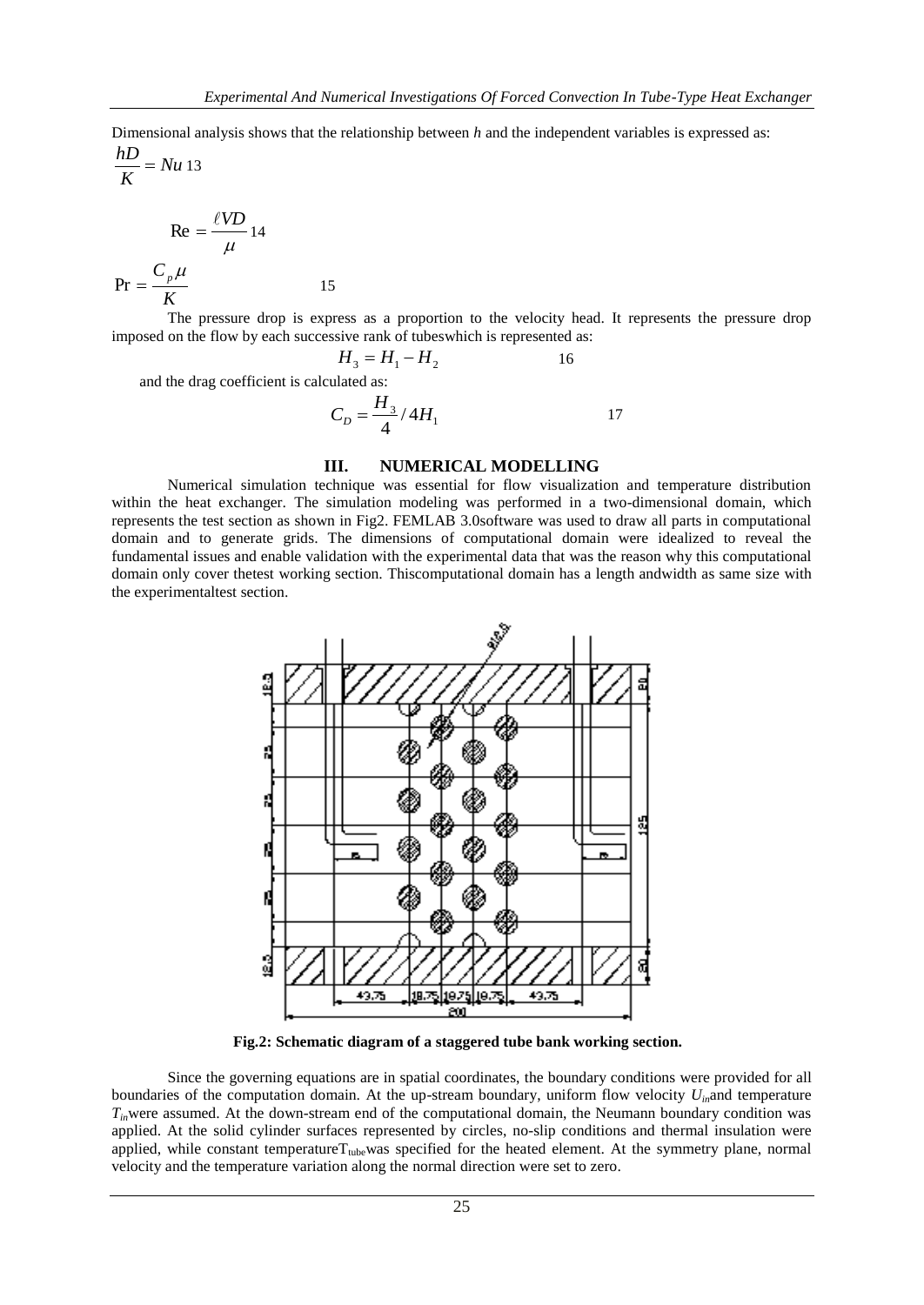Dimensional analysis shows that the relationship between $h$ and the independent variables is expressed as:

$$\frac{hD}{K} = Nu \quad 13$$

$$\text{Re} = \frac{\ell VD}{\mu} \quad 14$$

$$\text{Pr} = \frac{C_p \mu}{K} \quad 15$$

The pressure drop is express as a proportion to the velocity head. It represents the pressure drop imposed on the flow by each successive rank of tubeswhich is represented as:

$$H_3 = H_1 - H_2 \quad 16$$

and the drag coefficient is calculated as:

$$C_D = \frac{H_3}{4} / 4H_1 \quad 17$$

## III. NUMERICAL MODELLING

Numerical simulation technique was essential for flow visualization and temperature distribution within the heat exchanger. The simulation modeling was performed in a two-dimensional domain, which represents the test section as shown in Fig2. FEMLAB 3.0software was used to draw all parts in computational domain and to generate grids. The dimensions of computational domain were idealized to reveal the fundamental issues and enable validation with the experimental data that was the reason why this computational domain only cover thetest working section. Thiscomputational domain has a length andwidth as same size with the experimentaltest section.

**Fig.2: Schematic diagram of a staggered tube bank working section.**

Since the governing equations are in spatial coordinates, the boundary conditions were provided for all boundaries of the computation domain. At the up-stream boundary, uniform flow velocity $U_{in}$and temperature $T_{in}$were assumed. At the down-stream end of the computational domain, the Neumann boundary condition was applied. At the solid cylinder surfaces represented by circles, no-slip conditions and thermal insulation were applied, while constant temperature$T_{tube}$was specified for the heated element. At the symmetry plane, normal velocity and the temperature variation along the normal direction were set to zero.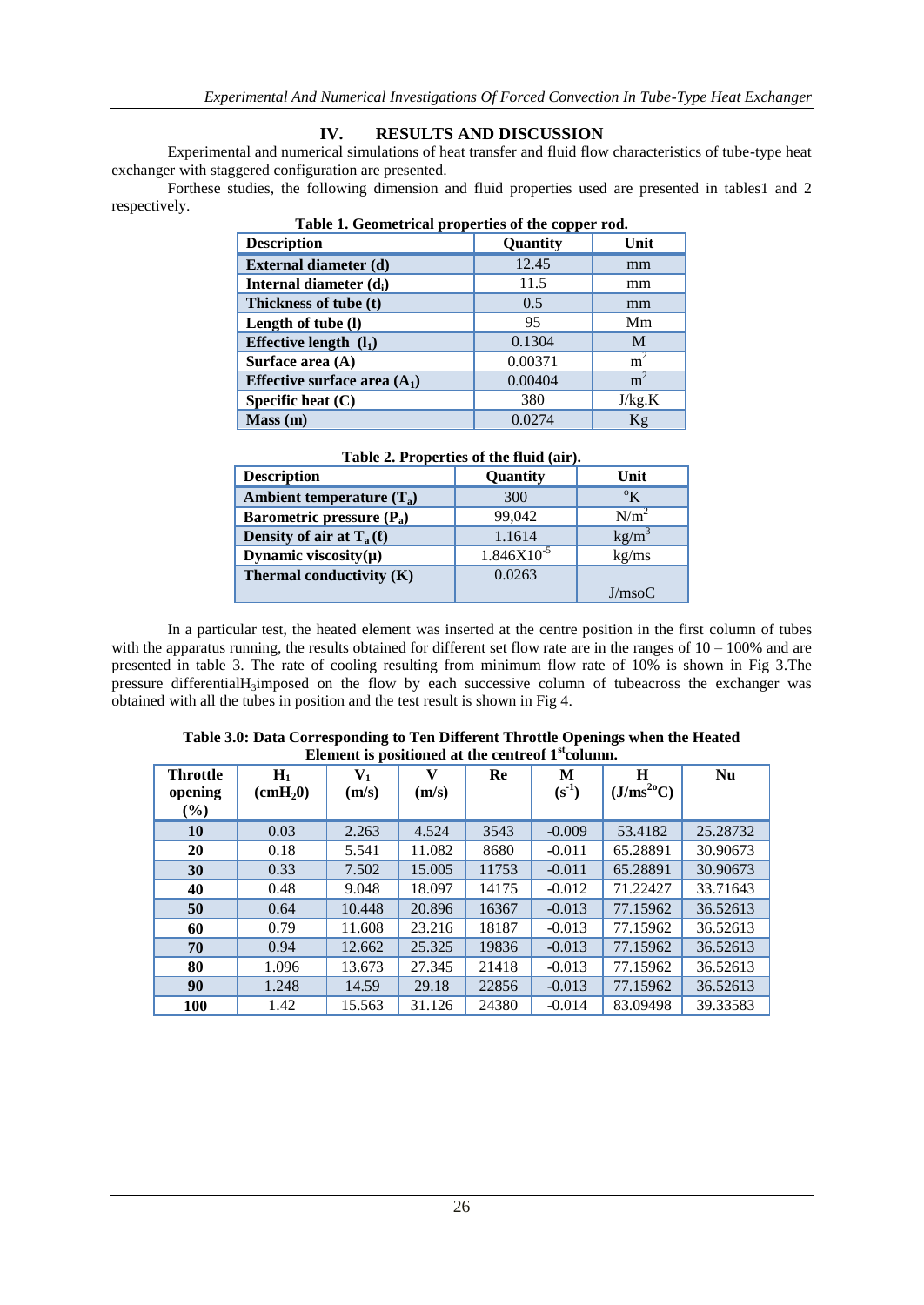## IV. RESULTS AND DISCUSSION

Experimental and numerical simulations of heat transfer and fluid flow characteristics of tube-type heat exchanger with staggered configuration are presented.

Forthese studies, the following dimension and fluid properties used are presented in tables1 and 2 respectively.

**Table 1. Geometrical properties of the copper rod.**

| Description | Quantity | Unit |
|---|---|---|
| **External diameter (d)** | 12.45 | mm |
| **Internal diameter ($d_i$)** | 11.5 | mm |
| **Thickness of tube (t)** | 0.5 | mm |
| **Length of tube (l)** | 95 | Mm |
| **Effective length ($l_1$)** | 0.1304 | M |
| **Surface area (A)** | 0.00371 | $m^2$ |
| **Effective surface area ($A_1$)** | 0.00404 | $m^2$ |
| **Specific heat (C)** | 380 | J/kg.K |
| **Mass (m)** | 0.0274 | Kg |

**Table 2. Properties of the fluid (air).**

| Description | Quantity | Unit |
|---|---|---|
| **Ambient temperature ($T_a$)** | 300 | $^oK$ |
| **Barometric pressure ($P_a$)** | 99,042 | $N/m^2$ |
| **Density of air at $T_a$ (ℓ)** | 1.1614 | $kg/m^3$ |
| **Dynamic viscosity(μ)** | $1.846X10^{-5}$ | kg/ms |
| **Thermal conductivity (K)** | 0.0263 | J/msoC |

In a particular test, the heated element was inserted at the centre position in the first column of tubes with the apparatus running, the results obtained for different set flow rate are in the ranges of 10 – 100% and are presented in table 3. The rate of cooling resulting from minimum flow rate of 10% is shown in Fig 3.The pressure differential$H_3$imposed on the flow by each successive column of tubeacross the exchanger was obtained with all the tubes in position and the test result is shown in Fig 4.

**Table 3.0: Data Corresponding to Ten Different Throttle Openings when the Heated Element is positioned at the centreof 1st column.**

| Throttle opening (%) | $H_1$ ($cmH_20$) | $V_1$ (m/s) | V (m/s) | Re | M ($s^{-1}$) | H ($J/ms^{2o}C$) | Nu |
|---|---|---|---|---|---|---|---|
| **10** | 0.03 | 2.263 | 4.524 | 3543 | -0.009 | 53.4182 | 25.28732 |
| **20** | 0.18 | 5.541 | 11.082 | 8680 | -0.011 | 65.28891 | 30.90673 |
| **30** | 0.33 | 7.502 | 15.005 | 11753 | -0.011 | 65.28891 | 30.90673 |
| **40** | 0.48 | 9.048 | 18.097 | 14175 | -0.012 | 71.22427 | 33.71643 |
| **50** | 0.64 | 10.448 | 20.896 | 16367 | -0.013 | 77.15962 | 36.52613 |
| **60** | 0.79 | 11.608 | 23.216 | 18187 | -0.013 | 77.15962 | 36.52613 |
| **70** | 0.94 | 12.662 | 25.325 | 19836 | -0.013 | 77.15962 | 36.52613 |
| **80** | 1.096 | 13.673 | 27.345 | 21418 | -0.013 | 77.15962 | 36.52613 |
| **90** | 1.248 | 14.59 | 29.18 | 22856 | -0.013 | 77.15962 | 36.52613 |
| **100** | 1.42 | 15.563 | 31.126 | 24380 | -0.014 | 83.09498 | 39.33583 |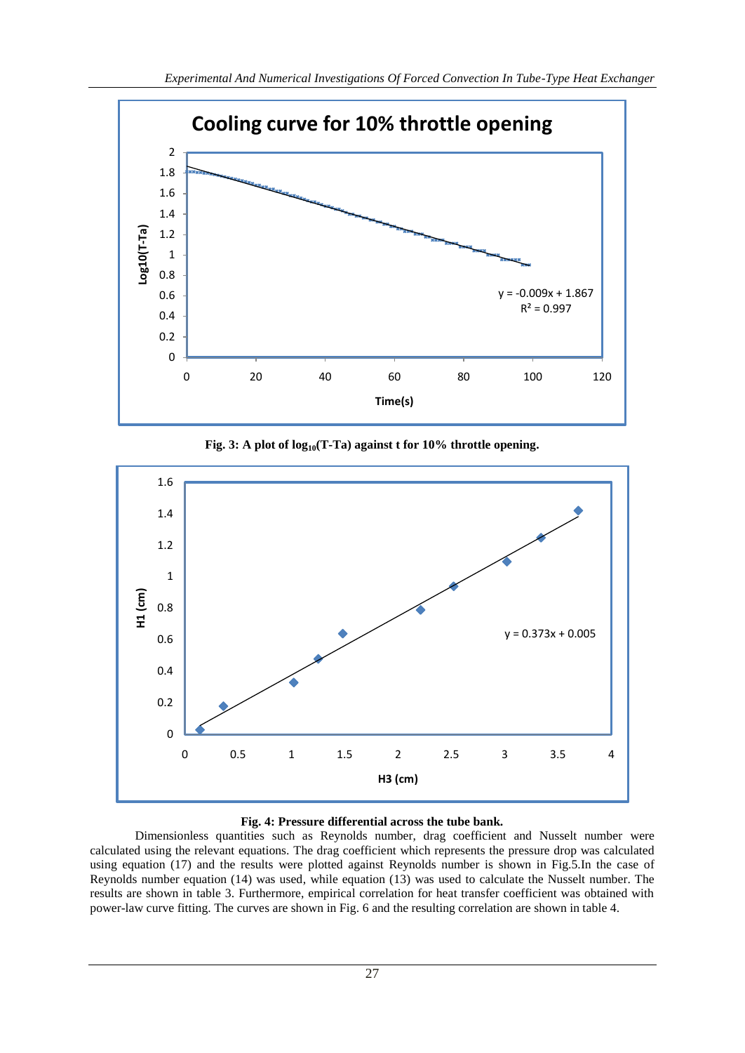Fig. 3: A plot of $\log_{10}$(T-Ta) against t for 10% throttle opening.

Fig. 4: Pressure differential across the tube bank.

Dimensionless quantities such as Reynolds number, drag coefficient and Nusselt number were calculated using the relevant equations. The drag coefficient which represents the pressure drop was calculated using equation (17) and the results were plotted against Reynolds number is shown in Fig.5.In the case of Reynolds number equation (14) was used, while equation (13) was used to calculate the Nusselt number. The results are shown in table 3. Furthermore, empirical correlation for heat transfer coefficient was obtained with power-law curve fitting. The curves are shown in Fig. 6 and the resulting correlation are shown in table 4.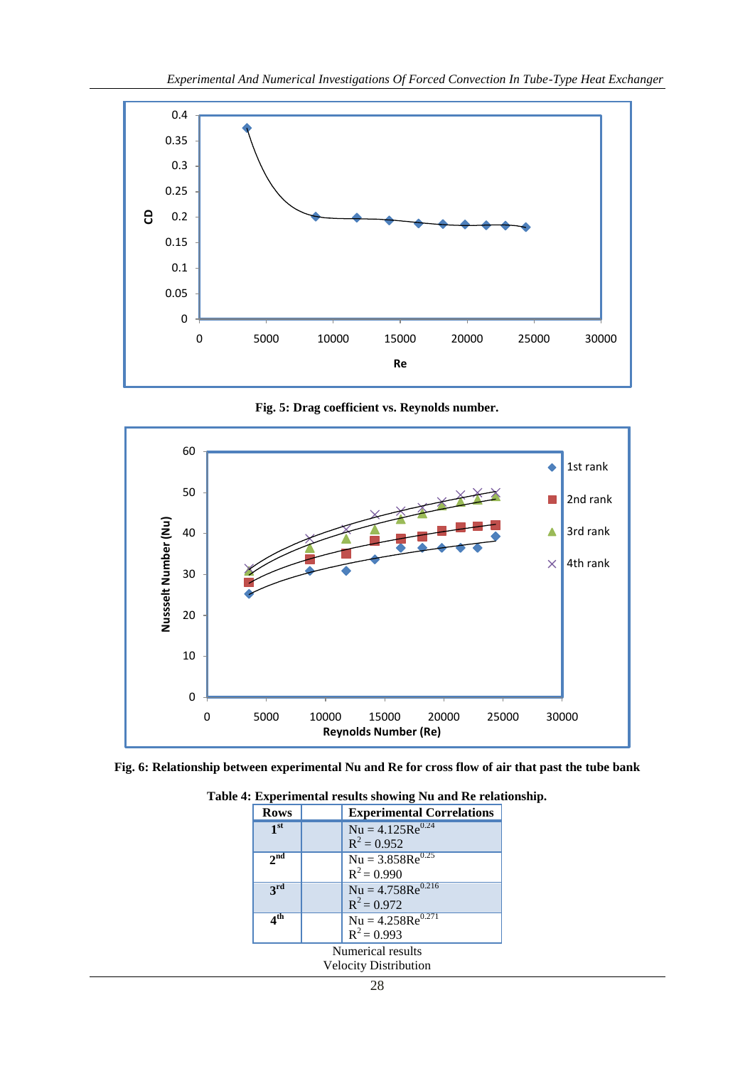Fig. 5: Drag coefficient vs. Reynolds number.

Fig. 6: Relationship between experimental Nu and Re for cross flow of air that past the tube bank

**Table 4: Experimental results showing Nu and Re relationship.**

| Rows | | Experimental Correlations |
|---|---|---|
| $1^{st}$ | | $Nu = 4.125Re^{0.24}$ <br> $R^2 = 0.952$ |
| $2^{nd}$ | | $Nu = 3.858Re^{0.25}$ <br> $R^2 = 0.990$ |
| $3^{rd}$ | | $Nu = 4.758Re^{0.216}$ <br> $R^2 = 0.972$ |
| $4^{th}$ | | $Nu = 4.258Re^{0.271}$ <br> $R^2 = 0.993$ |

Numerical results

Velocity Distribution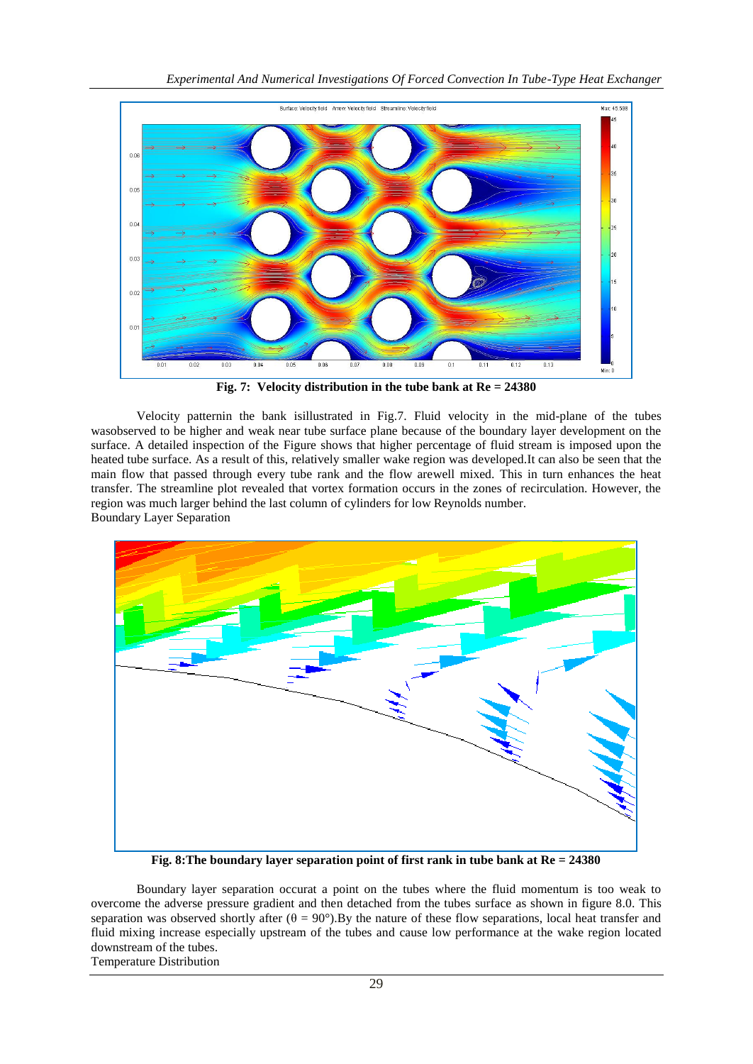**Fig. 7: Velocity distribution in the tube bank at Re = 24380**

Velocity patternin the bank isillustrated in Fig.7. Fluid velocity in the mid-plane of the tubes wasobserved to be higher and weak near tube surface plane because of the boundary layer development on the surface. A detailed inspection of the Figure shows that higher percentage of fluid stream is imposed upon the heated tube surface. As a result of this, relatively smaller wake region was developed.It can also be seen that the main flow that passed through every tube rank and the flow arewell mixed. This in turn enhances the heat transfer. The streamline plot revealed that vortex formation occurs in the zones of recirculation. However, the region was much larger behind the last column of cylinders for low Reynolds number.

Boundary Layer Separation

**Fig. 8:The boundary layer separation point of first rank in tube bank at Re = 24380**

Boundary layer separation occurat a point on the tubes where the fluid momentum is too weak to overcome the adverse pressure gradient and then detached from the tubes surface as shown in figure 8.0. This separation was observed shortly after ($\theta = 90°$).By the nature of these flow separations, local heat transfer and fluid mixing increase especially upstream of the tubes and cause low performance at the wake region located downstream of the tubes.

Temperature Distribution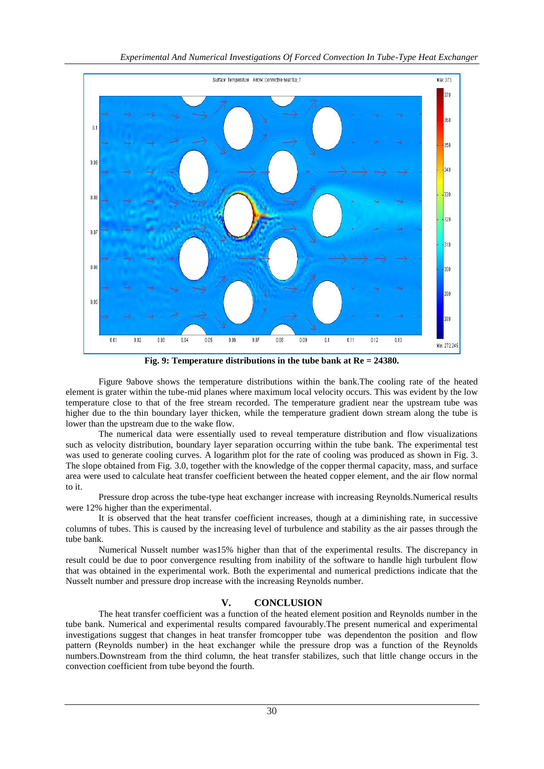**Fig. 9: Temperature distributions in the tube bank at Re = 24380.**

Figure 9above shows the temperature distributions within the bank.The cooling rate of the heated element is grater within the tube-mid planes where maximum local velocity occurs. This was evident by the low temperature close to that of the free stream recorded. The temperature gradient near the upstream tube was higher due to the thin boundary layer thicken, while the temperature gradient down stream along the tube is lower than the upstream due to the wake flow.

The numerical data were essentially used to reveal temperature distribution and flow visualizations such as velocity distribution, boundary layer separation occurring within the tube bank. The experimental test was used to generate cooling curves. A logarithm plot for the rate of cooling was produced as shown in Fig. 3. The slope obtained from Fig. 3.0, together with the knowledge of the copper thermal capacity, mass, and surface area were used to calculate heat transfer coefficient between the heated copper element, and the air flow normal to it.

Pressure drop across the tube-type heat exchanger increase with increasing Reynolds.Numerical results were 12% higher than the experimental.

It is observed that the heat transfer coefficient increases, though at a diminishing rate, in successive columns of tubes. This is caused by the increasing level of turbulence and stability as the air passes through the tube bank.

Numerical Nusselt number was15% higher than that of the experimental results. The discrepancy in result could be due to poor convergence resulting from inability of the software to handle high turbulent flow that was obtained in the experimental work. Both the experimental and numerical predictions indicate that the Nusselt number and pressure drop increase with the increasing Reynolds number.

## V. CONCLUSION

The heat transfer coefficient was a function of the heated element position and Reynolds number in the tube bank. Numerical and experimental results compared favourably.The present numerical and experimental investigations suggest that changes in heat transfer fromcopper tube was dependenton the position and flow pattern (Reynolds number) in the heat exchanger while the pressure drop was a function of the Reynolds numbers.Downstream from the third column, the heat transfer stabilizes, such that little change occurs in the convection coefficient from tube beyond the fourth.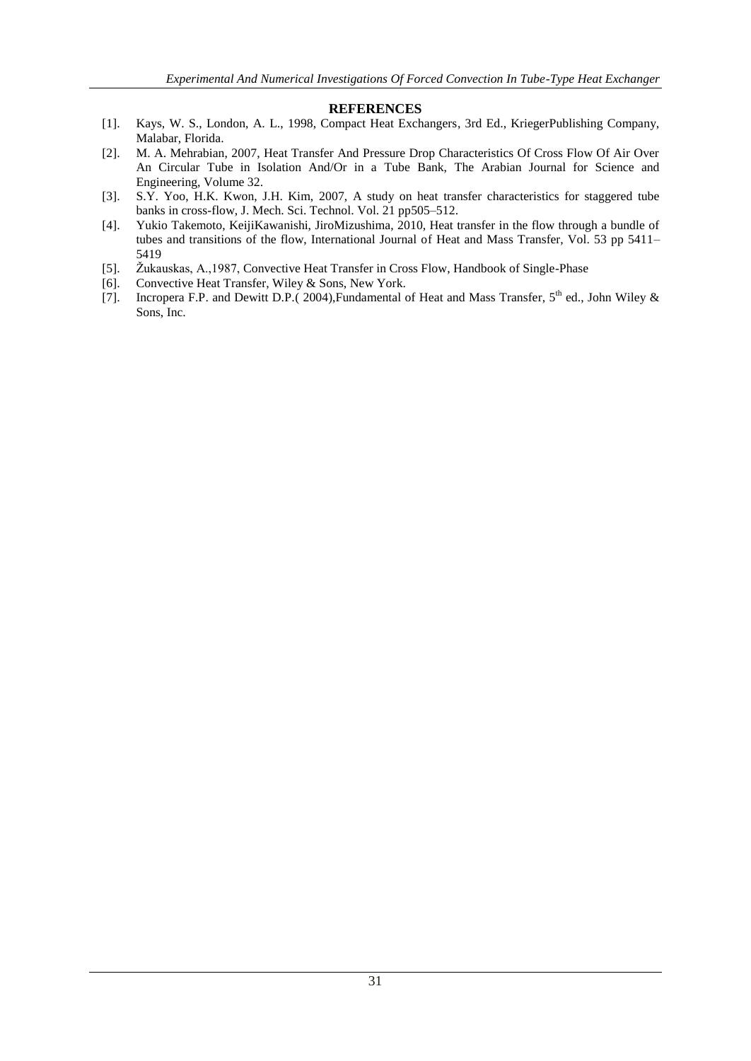## REFERENCES

[1]. Kays, W. S., London, A. L., 1998, Compact Heat Exchangers, 3rd Ed., KriegerPublishing Company, Malabar, Florida.

[2]. M. A. Mehrabian, 2007, Heat Transfer And Pressure Drop Characteristics Of Cross Flow Of Air Over An Circular Tube in Isolation And/Or in a Tube Bank, The Arabian Journal for Science and Engineering, Volume 32.

[3]. S.Y. Yoo, H.K. Kwon, J.H. Kim, 2007, A study on heat transfer characteristics for staggered tube banks in cross-flow, J. Mech. Sci. Technol. Vol. 21 pp505–512.

[4]. Yukio Takemoto, KeijiKawanishi, JiroMizushima, 2010, Heat transfer in the flow through a bundle of tubes and transitions of the flow, International Journal of Heat and Mass Transfer, Vol. 53 pp 5411–5419

[5]. Žukauskas, A.,1987, Convective Heat Transfer in Cross Flow, Handbook of Single-Phase

[6]. Convective Heat Transfer, Wiley & Sons, New York.

[7]. Incropera F.P. and Dewitt D.P.( 2004),Fundamental of Heat and Mass Transfer, 5th ed., John Wiley & Sons, Inc.